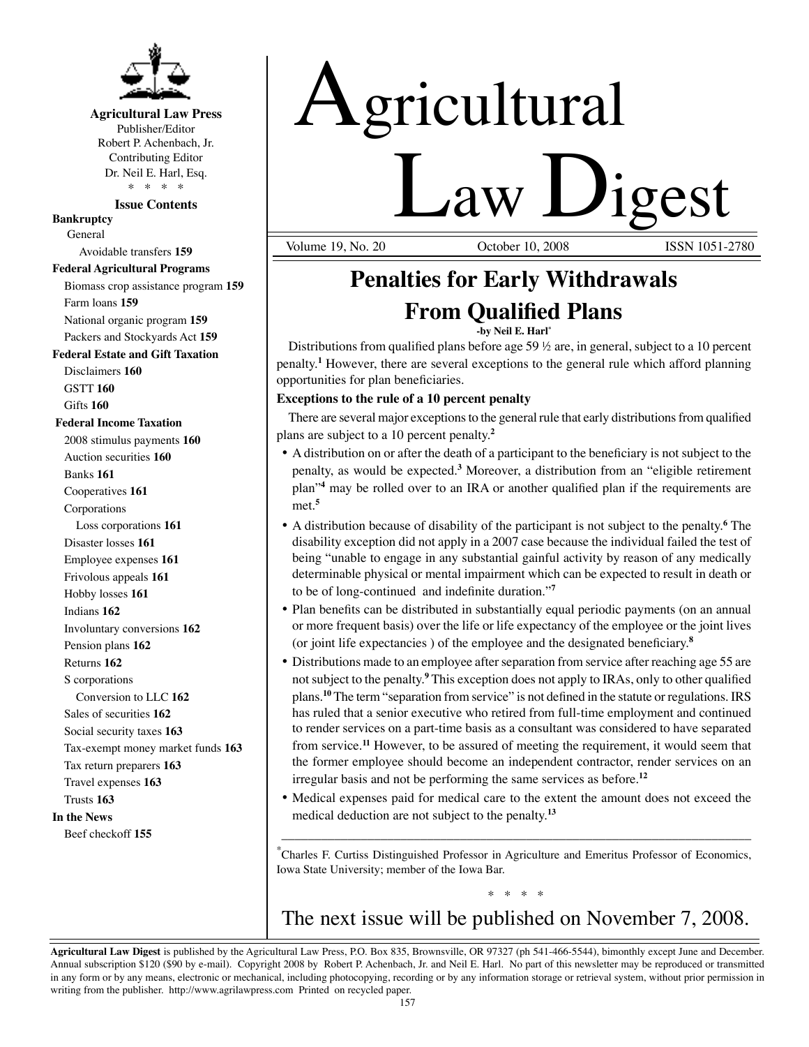**Agricultural Law Press**
Publisher/Editor
Robert P. Achenbach, Jr.
Contributing Editor
Dr. Neil E. Harl, Esq.

\* \* \* \*

**Issue Contents**

**Bankruptcy**
- General
  - Avoidable transfers **159**

**Federal Agricultural Programs**
- Biomass crop assistance program **159**
- Farm loans **159**
- National organic program **159**
- Packers and Stockyards Act **159**

**Federal Estate and Gift Taxation**
- Disclaimers **160**
- GSTT **160**
- Gifts **160**

**Federal Income Taxation**
- 2008 stimulus payments **160**
- Auction securities **160**
- Banks **161**
- Cooperatives **161**
- Corporations
  - Loss corporations **161**
- Disaster losses **161**
- Employee expenses **161**
- Frivolous appeals **161**
- Hobby losses **161**
- Indians **162**
- Involuntary conversions **162**
- Pension plans **162**
- Returns **162**
- S corporations
  - Conversion to LLC **162**
- Sales of securities **162**
- Social security taxes **163**
- Tax-exempt money market funds **163**
- Tax return preparers **163**
- Travel expenses **163**
- Trusts **163**

**In the News**
- Beef checkoff **155**

# Agricultural Law Digest

Volume 19, No. 20 October 10, 2008 ISSN 1051-2780

## Penalties for Early Withdrawals From Qualified Plans

**-by Neil E. Harl\***

Distributions from qualified plans before age 59 ½ are, in general, subject to a 10 percent penalty.[1] However, there are several exceptions to the general rule which afford planning opportunities for plan beneficiaries.

### Exceptions to the rule of a 10 percent penalty

There are several major exceptions to the general rule that early distributions from qualified plans are subject to a 10 percent penalty.[2]

- A distribution on or after the death of a participant to the beneficiary is not subject to the penalty, as would be expected.[3] Moreover, a distribution from an "eligible retirement plan"[4] may be rolled over to an IRA or another qualified plan if the requirements are met.[5]
- A distribution because of disability of the participant is not subject to the penalty.[6] The disability exception did not apply in a 2007 case because the individual failed the test of being "unable to engage in any substantial gainful activity by reason of any medically determinable physical or mental impairment which can be expected to result in death or to be of long-continued and indefinite duration."[7]
- Plan benefits can be distributed in substantially equal periodic payments (on an annual or more frequent basis) over the life or life expectancy of the employee or the joint lives (or joint life expectancies ) of the employee and the designated beneficiary.[8]
- Distributions made to an employee after separation from service after reaching age 55 are not subject to the penalty.[9] This exception does not apply to IRAs, only to other qualified plans.[10] The term "separation from service" is not defined in the statute or regulations. IRS has ruled that a senior executive who retired from full-time employment and continued to render services on a part-time basis as a consultant was considered to have separated from service.[11] However, to be assured of meeting the requirement, it would seem that the former employee should become an independent contractor, render services on an irregular basis and not be performing the same services as before.[12]
- Medical expenses paid for medical care to the extent the amount does not exceed the medical deduction are not subject to the penalty.[13]

---

\* Charles F. Curtiss Distinguished Professor in Agriculture and Emeritus Professor of Economics, Iowa State University; member of the Iowa Bar.

\* \* \* \*

The next issue will be published on November 7, 2008.

---

**Agricultural Law Digest** is published by the Agricultural Law Press, P.O. Box 835, Brownsville, OR 97327 (ph 541-466-5544), bimonthly except June and December. Annual subscription $120 ($90 by e-mail). Copyright 2008 by Robert P. Achenbach, Jr. and Neil E. Harl. No part of this newsletter may be reproduced or transmitted in any form or by any means, electronic or mechanical, including photocopying, recording or by any information storage or retrieval system, without prior permission in writing from the publisher. http://www.agrilawpress.com Printed on recycled paper.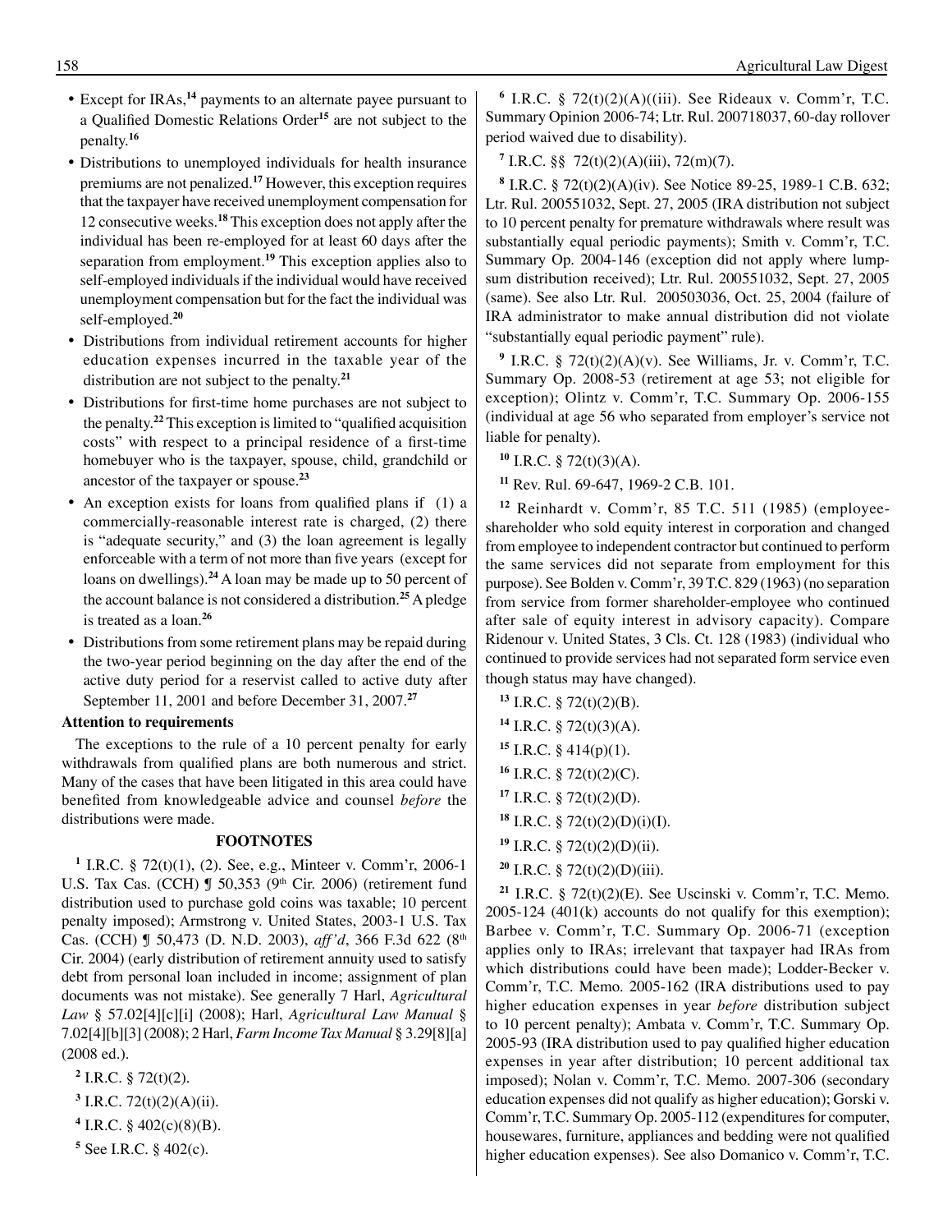- Except for IRAs,[14] payments to an alternate payee pursuant to a Qualified Domestic Relations Order[15] are not subject to the penalty.[16]
- Distributions to unemployed individuals for health insurance premiums are not penalized.[17] However, this exception requires that the taxpayer have received unemployment compensation for 12 consecutive weeks.[18] This exception does not apply after the individual has been re-employed for at least 60 days after the separation from employment.[19] This exception applies also to self-employed individuals if the individual would have received unemployment compensation but for the fact the individual was self-employed.[20]
- Distributions from individual retirement accounts for higher education expenses incurred in the taxable year of the distribution are not subject to the penalty.[21]
- Distributions for first-time home purchases are not subject to the penalty.[22] This exception is limited to "qualified acquisition costs" with respect to a principal residence of a first-time homebuyer who is the taxpayer, spouse, child, grandchild or ancestor of the taxpayer or spouse.[23]
- An exception exists for loans from qualified plans if (1) a commercially-reasonable interest rate is charged, (2) there is "adequate security," and (3) the loan agreement is legally enforceable with a term of not more than five years (except for loans on dwellings).[24] A loan may be made up to 50 percent of the account balance is not considered a distribution.[25] A pledge is treated as a loan.[26]
- Distributions from some retirement plans may be repaid during the two-year period beginning on the day after the end of the active duty period for a reservist called to active duty after September 11, 2001 and before December 31, 2007.[27]

**Attention to requirements**

The exceptions to the rule of a 10 percent penalty for early withdrawals from qualified plans are both numerous and strict. Many of the cases that have been litigated in this area could have benefited from knowledgeable advice and counsel *before* the distributions were made.

## FOOTNOTES

[1] I.R.C. § 72(t)(1), (2). See, e.g., Minteer v. Comm'r, 2006-1 U.S. Tax Cas. (CCH) ¶ 50,353 (9th Cir. 2006) (retirement fund distribution used to purchase gold coins was taxable; 10 percent penalty imposed); Armstrong v. United States, 2003-1 U.S. Tax Cas. (CCH) ¶ 50,473 (D. N.D. 2003), *aff'd*, 366 F.3d 622 (8th Cir. 2004) (early distribution of retirement annuity used to satisfy debt from personal loan included in income; assignment of plan documents was not mistake). See generally 7 Harl, *Agricultural Law* § 57.02[4][c][i] (2008); Harl, *Agricultural Law Manual* § 7.02[4][b][3] (2008); 2 Harl, *Farm Income Tax Manual* § 3.29[8][a] (2008 ed.).

[2] I.R.C. § 72(t)(2).

[3] I.R.C. 72(t)(2)(A)(ii).

[4] I.R.C. § 402(c)(8)(B).

[5] See I.R.C. § 402(c).

[6] I.R.C. § 72(t)(2)(A)((iii). See Rideaux v. Comm'r, T.C. Summary Opinion 2006-74; Ltr. Rul. 200718037, 60-day rollover period waived due to disability).

[7] I.R.C. §§ 72(t)(2)(A)(iii), 72(m)(7).

[8] I.R.C. § 72(t)(2)(A)(iv). See Notice 89-25, 1989-1 C.B. 632; Ltr. Rul. 200551032, Sept. 27, 2005 (IRA distribution not subject to 10 percent penalty for premature withdrawals where result was substantially equal periodic payments); Smith v. Comm'r, T.C. Summary Op. 2004-146 (exception did not apply where lump-sum distribution received); Ltr. Rul. 200551032, Sept. 27, 2005 (same). See also Ltr. Rul. 200503036, Oct. 25, 2004 (failure of IRA administrator to make annual distribution did not violate "substantially equal periodic payment" rule).

[9] I.R.C. § 72(t)(2)(A)(v). See Williams, Jr. v. Comm'r, T.C. Summary Op. 2008-53 (retirement at age 53; not eligible for exception); Olintz v. Comm'r, T.C. Summary Op. 2006-155 (individual at age 56 who separated from employer's service not liable for penalty).

[10] I.R.C. § 72(t)(3)(A).

[11] Rev. Rul. 69-647, 1969-2 C.B. 101.

[12] Reinhardt v. Comm'r, 85 T.C. 511 (1985) (employee-shareholder who sold equity interest in corporation and changed from employee to independent contractor but continued to perform the same services did not separate from employment for this purpose). See Bolden v. Comm'r, 39 T.C. 829 (1963) (no separation from service from former shareholder-employee who continued after sale of equity interest in advisory capacity). Compare Ridenour v. United States, 3 Cls. Ct. 128 (1983) (individual who continued to provide services had not separated form service even though status may have changed).

[13] I.R.C. § 72(t)(2)(B).

[14] I.R.C. § 72(t)(3)(A).

[15] I.R.C. § 414(p)(1).

[16] I.R.C. § 72(t)(2)(C).

[17] I.R.C. § 72(t)(2)(D).

[18] I.R.C. § 72(t)(2)(D)(i)(I).

[19] I.R.C. § 72(t)(2)(D)(ii).

[20] I.R.C. § 72(t)(2)(D)(iii).

[21] I.R.C. § 72(t)(2)(E). See Uscinski v. Comm'r, T.C. Memo. 2005-124 (401(k) accounts do not qualify for this exemption); Barbee v. Comm'r, T.C. Summary Op. 2006-71 (exception applies only to IRAs; irrelevant that taxpayer had IRAs from which distributions could have been made); Lodder-Becker v. Comm'r, T.C. Memo. 2005-162 (IRA distributions used to pay higher education expenses in year *before* distribution subject to 10 percent penalty); Ambata v. Comm'r, T.C. Summary Op. 2005-93 (IRA distribution used to pay qualified higher education expenses in year after distribution; 10 percent additional tax imposed); Nolan v. Comm'r, T.C. Memo. 2007-306 (secondary education expenses did not qualify as higher education); Gorski v. Comm'r, T.C. Summary Op. 2005-112 (expenditures for computer, housewares, furniture, appliances and bedding were not qualified higher education expenses). See also Domanico v. Comm'r, T.C.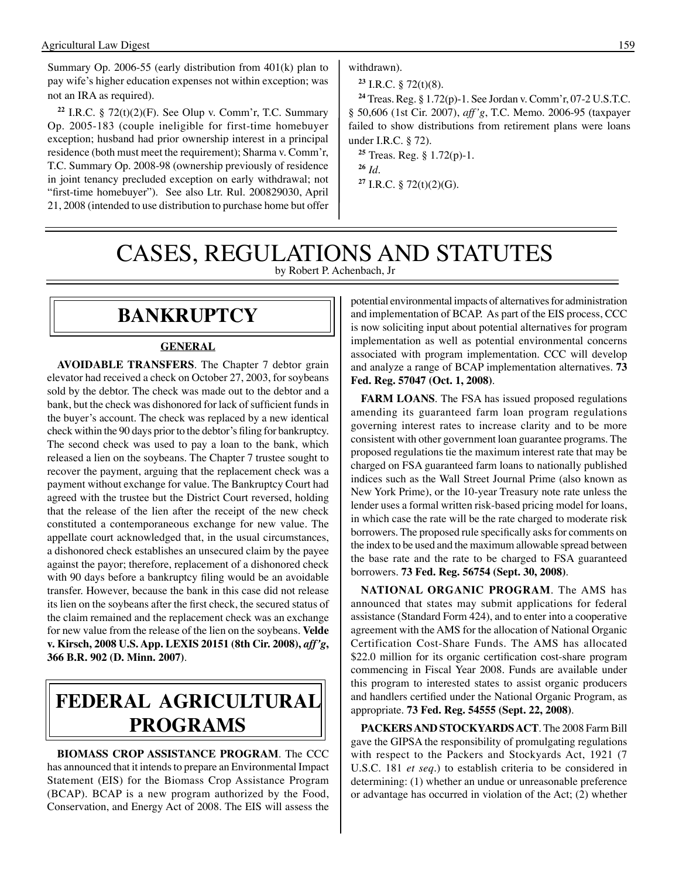Summary Op. 2006-55 (early distribution from 401(k) plan to pay wife's higher education expenses not within exception; was not an IRA as required).

[22] I.R.C. § 72(t)(2)(F). See Olup v. Comm'r, T.C. Summary Op. 2005-183 (couple ineligible for first-time homebuyer exception; husband had prior ownership interest in a principal residence (both must meet the requirement); Sharma v. Comm'r, T.C. Summary Op. 2008-98 (ownership previously of residence in joint tenancy precluded exception on early withdrawal; not "first-time homebuyer"). See also Ltr. Rul. 200829030, April 21, 2008 (intended to use distribution to purchase home but offer withdrawn).

[23] I.R.C. § 72(t)(8).

[24] Treas. Reg. § 1.72(p)-1. See Jordan v. Comm'r, 07-2 U.S.T.C. § 50,606 (1st Cir. 2007), *aff'g*, T.C. Memo. 2006-95 (taxpayer failed to show distributions from retirement plans were loans under I.R.C. § 72).

[25] Treas. Reg. § 1.72(p)-1.

[26] *Id*.

[27] I.R.C. § 72(t)(2)(G).

# CASES, REGULATIONS AND STATUTES

by Robert P. Achenbach, Jr

## BANKRUPTCY

### GENERAL

**AVOIDABLE TRANSFERS**. The Chapter 7 debtor grain elevator had received a check on October 27, 2003, for soybeans sold by the debtor. The check was made out to the debtor and a bank, but the check was dishonored for lack of sufficient funds in the buyer's account. The check was replaced by a new identical check within the 90 days prior to the debtor's filing for bankruptcy. The second check was used to pay a loan to the bank, which released a lien on the soybeans. The Chapter 7 trustee sought to recover the payment, arguing that the replacement check was a payment without exchange for value. The Bankruptcy Court had agreed with the trustee but the District Court reversed, holding that the release of the lien after the receipt of the new check constituted a contemporaneous exchange for new value. The appellate court acknowledged that, in the usual circumstances, a dishonored check establishes an unsecured claim by the payee against the payor; therefore, replacement of a dishonored check with 90 days before a bankruptcy filing would be an avoidable transfer. However, because the bank in this case did not release its lien on the soybeans after the first check, the secured status of the claim remained and the replacement check was an exchange for new value from the release of the lien on the soybeans. **Velde v. Kirsch, 2008 U.S. App. LEXIS 20151 (8th Cir. 2008), *aff'g*, 366 B.R. 902 (D. Minn. 2007)**.

## FEDERAL AGRICULTURAL PROGRAMS

**BIOMASS CROP ASSISTANCE PROGRAM**. The CCC has announced that it intends to prepare an Environmental Impact Statement (EIS) for the Biomass Crop Assistance Program (BCAP). BCAP is a new program authorized by the Food, Conservation, and Energy Act of 2008. The EIS will assess the potential environmental impacts of alternatives for administration and implementation of BCAP. As part of the EIS process, CCC is now soliciting input about potential alternatives for program implementation as well as potential environmental concerns associated with program implementation. CCC will develop and analyze a range of BCAP implementation alternatives. **73 Fed. Reg. 57047 (Oct. 1, 2008)**.

**FARM LOANS**. The FSA has issued proposed regulations amending its guaranteed farm loan program regulations governing interest rates to increase clarity and to be more consistent with other government loan guarantee programs. The proposed regulations tie the maximum interest rate that may be charged on FSA guaranteed farm loans to nationally published indices such as the Wall Street Journal Prime (also known as New York Prime), or the 10-year Treasury note rate unless the lender uses a formal written risk-based pricing model for loans, in which case the rate will be the rate charged to moderate risk borrowers. The proposed rule specifically asks for comments on the index to be used and the maximum allowable spread between the base rate and the rate to be charged to FSA guaranteed borrowers. **73 Fed. Reg. 56754 (Sept. 30, 2008)**.

**NATIONAL ORGANIC PROGRAM**. The AMS has announced that states may submit applications for federal assistance (Standard Form 424), and to enter into a cooperative agreement with the AMS for the allocation of National Organic Certification Cost-Share Funds. The AMS has allocated $22.0 million for its organic certification cost-share program commencing in Fiscal Year 2008. Funds are available under this program to interested states to assist organic producers and handlers certified under the National Organic Program, as appropriate. **73 Fed. Reg. 54555 (Sept. 22, 2008)**.

**PACKERS AND STOCKYARDS ACT**. The 2008 Farm Bill gave the GIPSA the responsibility of promulgating regulations with respect to the Packers and Stockyards Act, 1921 (7 U.S.C. 181 *et seq*.) to establish criteria to be considered in determining: (1) whether an undue or unreasonable preference or advantage has occurred in violation of the Act; (2) whether